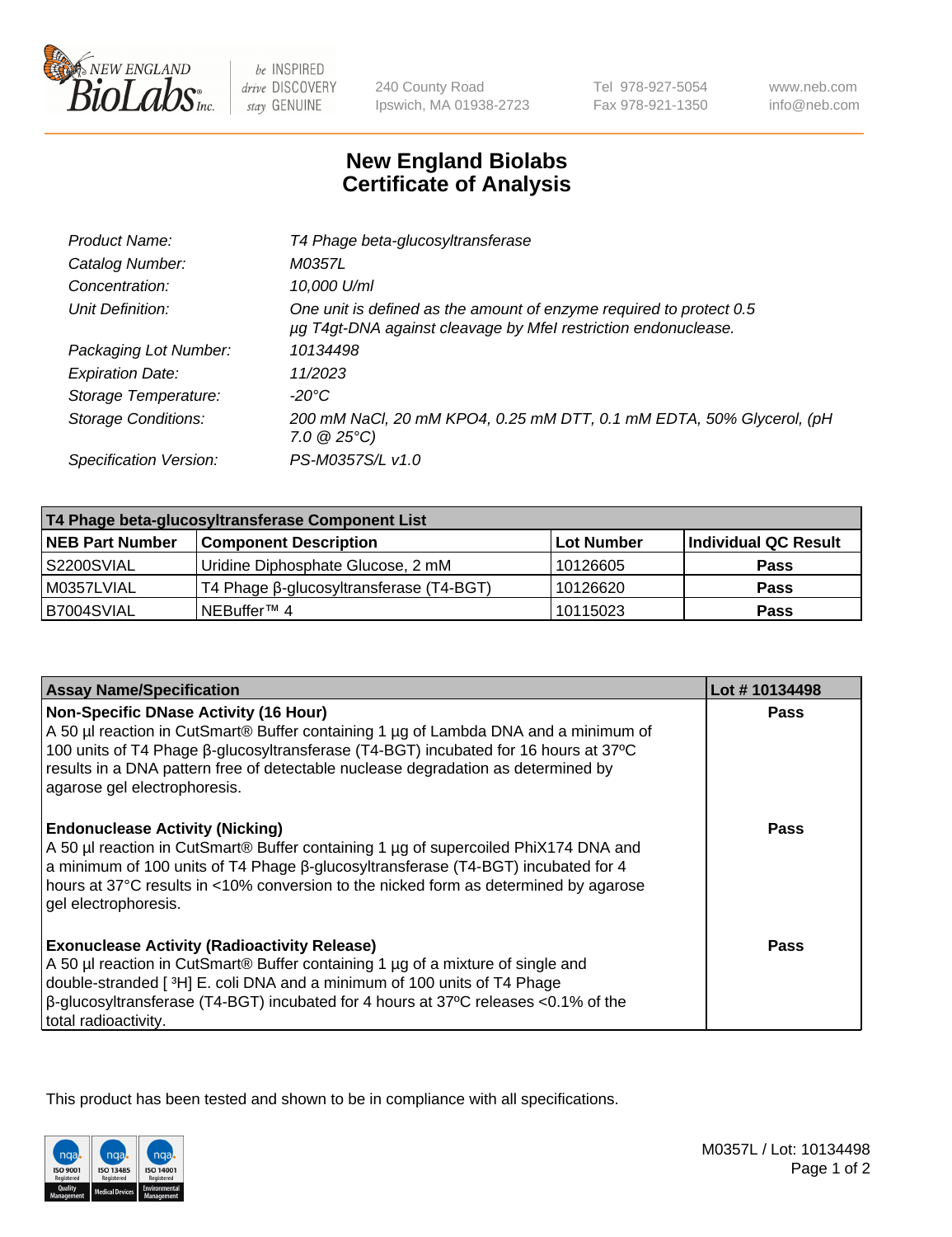# New England Biolabs
# Certificate of Analysis

| | |
|---|---|
| *Product Name:* | *T4 Phage beta-glucosyltransferase* |
| *Catalog Number:* | *M0357L* |
| *Concentration:* | *10,000 U/ml* |
| *Unit Definition:* | *One unit is defined as the amount of enzyme required to protect 0.5 µg T4gt-DNA against cleavage by MfeI restriction endonuclease.* |
| *Packaging Lot Number:* | *10134498* |
| *Expiration Date:* | *11/2023* |
| *Storage Temperature:* | *-20°C* |
| *Storage Conditions:* | *200 mM NaCl, 20 mM KPO4, 0.25 mM DTT, 0.1 mM EDTA, 50% Glycerol, (pH 7.0 @ 25°C)* |
| *Specification Version:* | *PS-M0357S/L v1.0* |

| T4 Phage beta-glucosyltransferase Component List | | | |
|---|---|---|---|
| **NEB Part Number** | **Component Description** | **Lot Number** | **Individual QC Result** |
| S2200SVIAL | Uridine Diphosphate Glucose, 2 mM | 10126605 | **Pass** |
| M0357LVIAL | T4 Phage β-glucosyltransferase (T4-BGT) | 10126620 | **Pass** |
| B7004SVIAL | NEBuffer™ 4 | 10115023 | **Pass** |

| Assay Name/Specification | Lot # 10134498 |
|---|---|
| **Non-Specific DNase Activity (16 Hour)**<br>A 50 µl reaction in CutSmart® Buffer containing 1 µg of Lambda DNA and a minimum of 100 units of T4 Phage β-glucosyltransferase (T4-BGT) incubated for 16 hours at 37ºC results in a DNA pattern free of detectable nuclease degradation as determined by agarose gel electrophoresis. | **Pass** |
| **Endonuclease Activity (Nicking)**<br>A 50 µl reaction in CutSmart® Buffer containing 1 µg of supercoiled PhiX174 DNA and a minimum of 100 units of T4 Phage β-glucosyltransferase (T4-BGT) incubated for 4 hours at 37°C results in <10% conversion to the nicked form as determined by agarose gel electrophoresis. | **Pass** |
| **Exonuclease Activity (Radioactivity Release)**<br>A 50 µl reaction in CutSmart® Buffer containing 1 µg of a mixture of single and double-stranded [ $^{3}$H] E. coli DNA and a minimum of 100 units of T4 Phage β-glucosyltransferase (T4-BGT) incubated for 4 hours at 37ºC releases <0.1% of the total radioactivity. | **Pass** |

This product has been tested and shown to be in compliance with all specifications.

M0357L / Lot: 10134498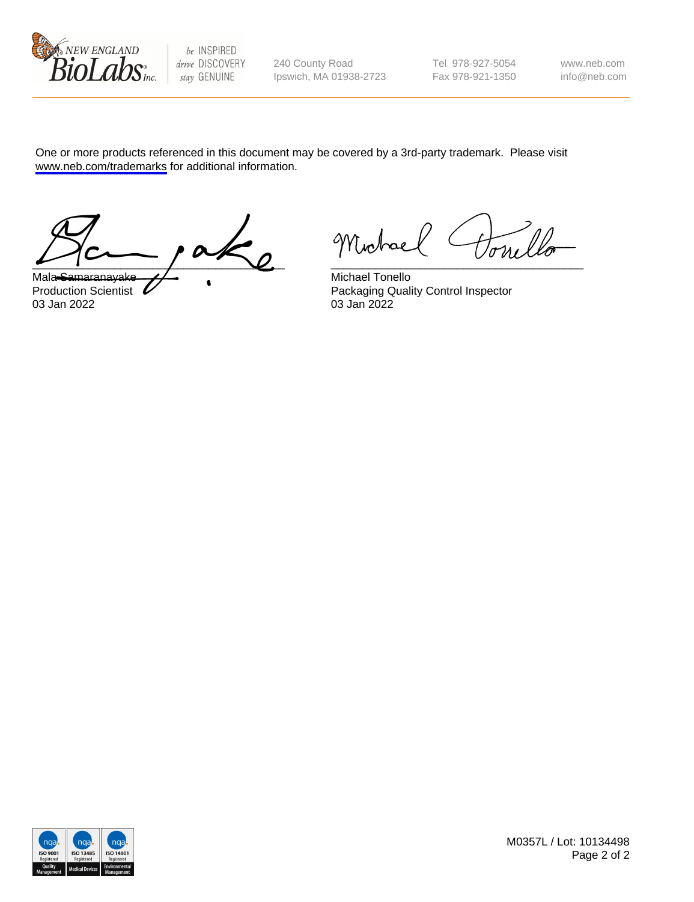One or more products referenced in this document may be covered by a 3rd-party trademark. Please visit www.neb.com/trademarks for additional information.

Mala Samaranayake
Production Scientist
03 Jan 2022

Michael Tonello
Packaging Quality Control Inspector
03 Jan 2022

M0357L / Lot: 10134498